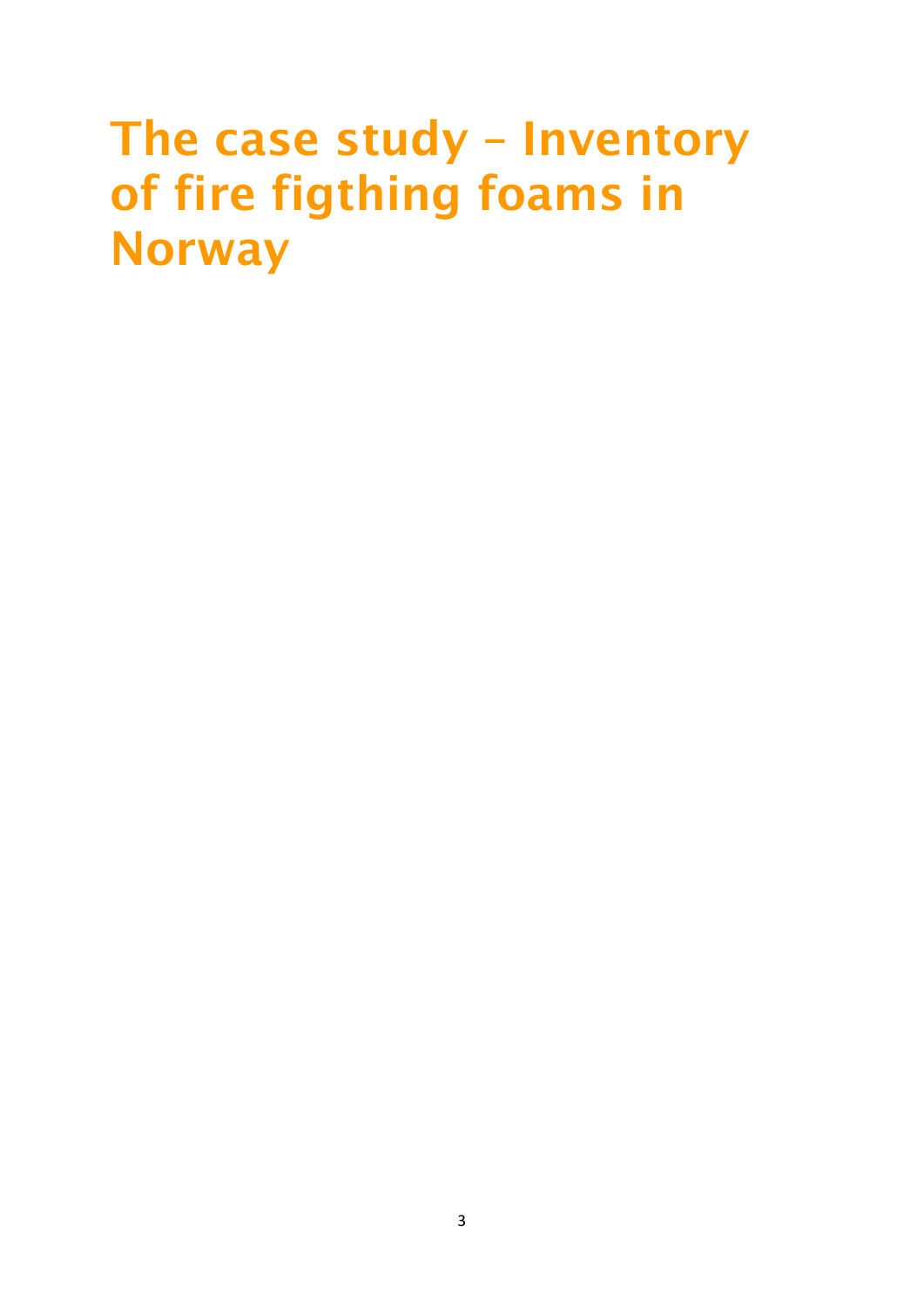# The case study – Inventory of fire figthing foams in Norway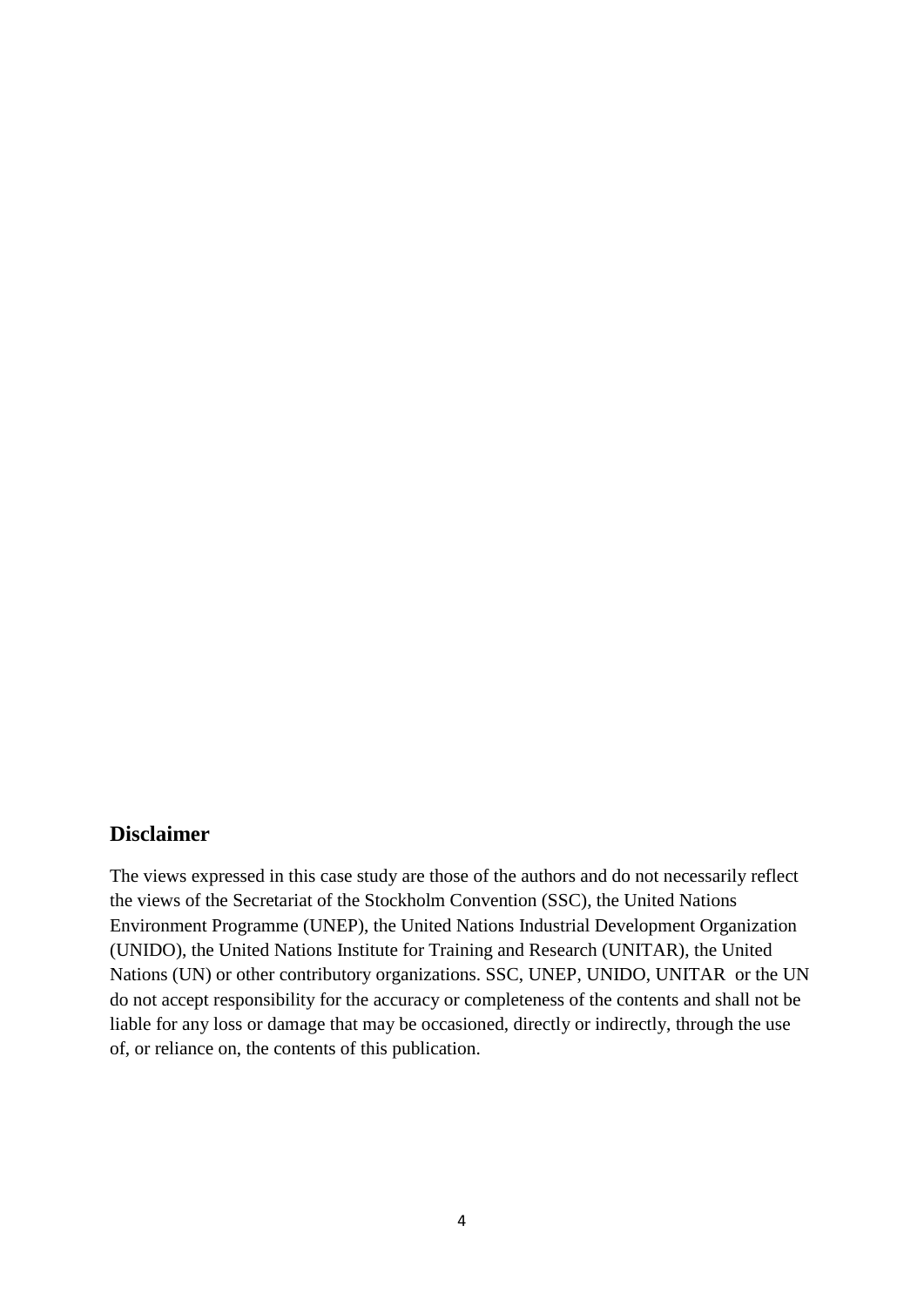## Disclaimer

The views expressed in this case study are those of the authors and do not necessarily reflect the views of the Secretariat of the Stockholm Convention (SSC), the United Nations Environment Programme (UNEP), the United Nations Industrial Development Organization (UNIDO), the United Nations Institute for Training and Research (UNITAR), the United Nations (UN) or other contributory organizations. SSC, UNEP, UNIDO, UNITAR or the UN do not accept responsibility for the accuracy or completeness of the contents and shall not be liable for any loss or damage that may be occasioned, directly or indirectly, through the use of, or reliance on, the contents of this publication.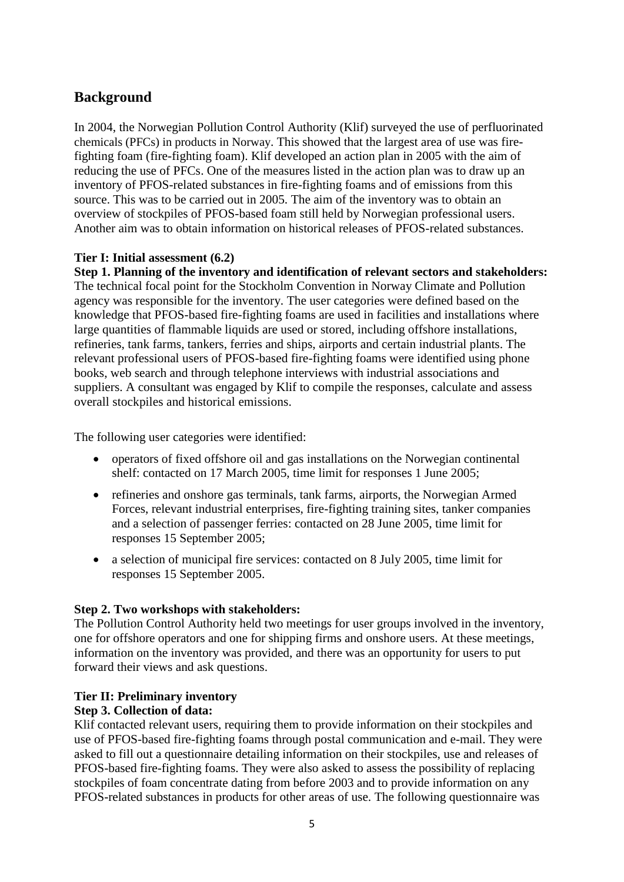## Background

In 2004, the Norwegian Pollution Control Authority (Klif) surveyed the use of perfluorinated chemicals (PFCs) in products in Norway. This showed that the largest area of use was fire-fighting foam (fire-fighting foam). Klif developed an action plan in 2005 with the aim of reducing the use of PFCs. One of the measures listed in the action plan was to draw up an inventory of PFOS-related substances in fire-fighting foams and of emissions from this source. This was to be carried out in 2005. The aim of the inventory was to obtain an overview of stockpiles of PFOS-based foam still held by Norwegian professional users. Another aim was to obtain information on historical releases of PFOS-related substances.

**Tier I: Initial assessment (6.2)**

**Step 1. Planning of the inventory and identification of relevant sectors and stakeholders:** The technical focal point for the Stockholm Convention in Norway Climate and Pollution agency was responsible for the inventory. The user categories were defined based on the knowledge that PFOS-based fire-fighting foams are used in facilities and installations where large quantities of flammable liquids are used or stored, including offshore installations, refineries, tank farms, tankers, ferries and ships, airports and certain industrial plants. The relevant professional users of PFOS-based fire-fighting foams were identified using phone books, web search and through telephone interviews with industrial associations and suppliers. A consultant was engaged by Klif to compile the responses, calculate and assess overall stockpiles and historical emissions.

The following user categories were identified:

- operators of fixed offshore oil and gas installations on the Norwegian continental shelf: contacted on 17 March 2005, time limit for responses 1 June 2005;
- refineries and onshore gas terminals, tank farms, airports, the Norwegian Armed Forces, relevant industrial enterprises, fire-fighting training sites, tanker companies and a selection of passenger ferries: contacted on 28 June 2005, time limit for responses 15 September 2005;
- a selection of municipal fire services: contacted on 8 July 2005, time limit for responses 15 September 2005.

**Step 2. Two workshops with stakeholders:**

The Pollution Control Authority held two meetings for user groups involved in the inventory, one for offshore operators and one for shipping firms and onshore users. At these meetings, information on the inventory was provided, and there was an opportunity for users to put forward their views and ask questions.

**Tier II: Preliminary inventory**

**Step 3. Collection of data:**

Klif contacted relevant users, requiring them to provide information on their stockpiles and use of PFOS-based fire-fighting foams through postal communication and e-mail. They were asked to fill out a questionnaire detailing information on their stockpiles, use and releases of PFOS-based fire-fighting foams. They were also asked to assess the possibility of replacing stockpiles of foam concentrate dating from before 2003 and to provide information on any PFOS-related substances in products for other areas of use. The following questionnaire was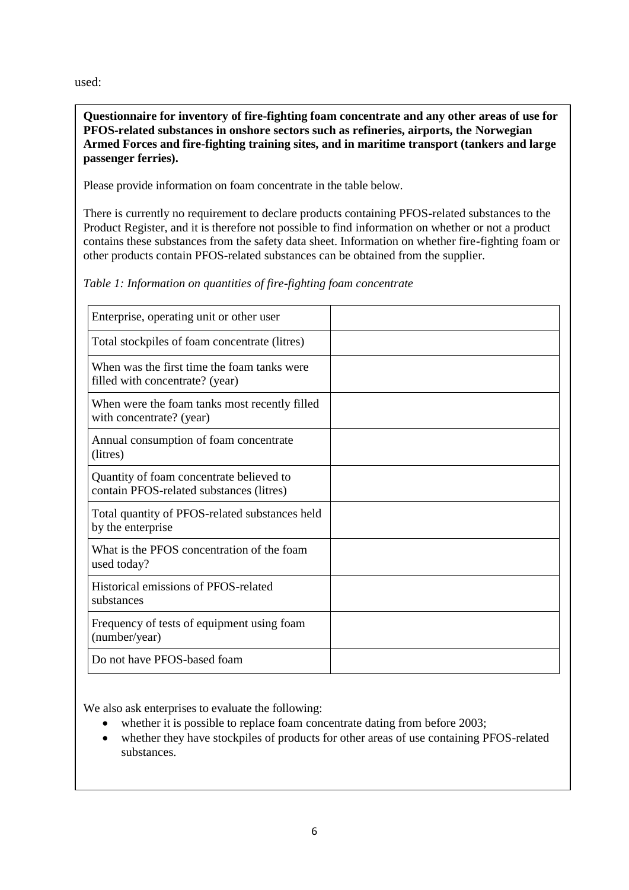used:

**Questionnaire for inventory of fire-fighting foam concentrate and any other areas of use for PFOS-related substances in onshore sectors such as refineries, airports, the Norwegian Armed Forces and fire-fighting training sites, and in maritime transport (tankers and large passenger ferries).**

Please provide information on foam concentrate in the table below.

There is currently no requirement to declare products containing PFOS-related substances to the Product Register, and it is therefore not possible to find information on whether or not a product contains these substances from the safety data sheet. Information on whether fire-fighting foam or other products contain PFOS-related substances can be obtained from the supplier.

*Table 1: Information on quantities of fire-fighting foam concentrate*

| | |
|---|---|
| Enterprise, operating unit or other user | |
| Total stockpiles of foam concentrate (litres) | |
| When was the first time the foam tanks were filled with concentrate? (year) | |
| When were the foam tanks most recently filled with concentrate? (year) | |
| Annual consumption of foam concentrate (litres) | |
| Quantity of foam concentrate believed to contain PFOS-related substances (litres) | |
| Total quantity of PFOS-related substances held by the enterprise | |
| What is the PFOS concentration of the foam used today? | |
| Historical emissions of PFOS-related substances | |
| Frequency of tests of equipment using foam (number/year) | |
| Do not have PFOS-based foam | |

We also ask enterprises to evaluate the following:

- whether it is possible to replace foam concentrate dating from before 2003;
- whether they have stockpiles of products for other areas of use containing PFOS-related substances.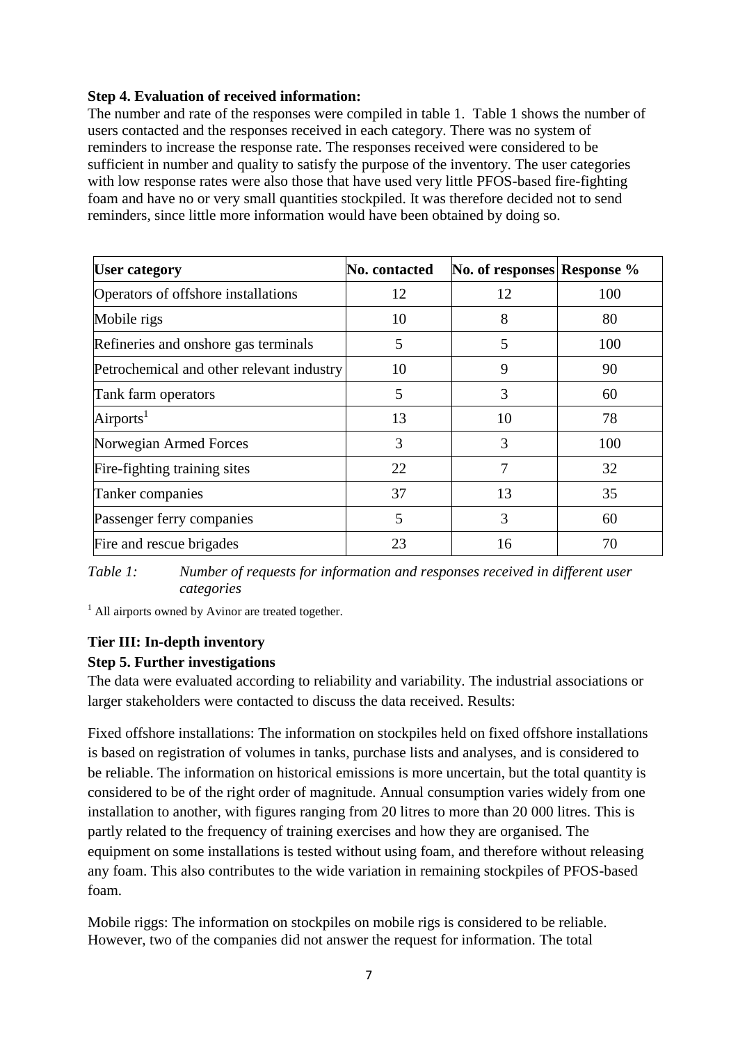**Step 4. Evaluation of received information:**

The number and rate of the responses were compiled in table 1. Table 1 shows the number of users contacted and the responses received in each category. There was no system of reminders to increase the response rate. The responses received were considered to be sufficient in number and quality to satisfy the purpose of the inventory. The user categories with low response rates were also those that have used very little PFOS-based fire-fighting foam and have no or very small quantities stockpiled. It was therefore decided not to send reminders, since little more information would have been obtained by doing so.

| User category | No. contacted | No. of responses | Response % |
|---|---|---|---|
| Operators of offshore installations | 12 | 12 | 100 |
| Mobile rigs | 10 | 8 | 80 |
| Refineries and onshore gas terminals | 5 | 5 | 100 |
| Petrochemical and other relevant industry | 10 | 9 | 90 |
| Tank farm operators | 5 | 3 | 60 |
| Airports[1] | 13 | 10 | 78 |
| Norwegian Armed Forces | 3 | 3 | 100 |
| Fire-fighting training sites | 22 | 7 | 32 |
| Tanker companies | 37 | 13 | 35 |
| Passenger ferry companies | 5 | 3 | 60 |
| Fire and rescue brigades | 23 | 16 | 70 |

*Table 1: Number of requests for information and responses received in different user categories*

[1] All airports owned by Avinor are treated together.

**Tier III: In-depth inventory**

**Step 5. Further investigations**

The data were evaluated according to reliability and variability. The industrial associations or larger stakeholders were contacted to discuss the data received. Results:

Fixed offshore installations: The information on stockpiles held on fixed offshore installations is based on registration of volumes in tanks, purchase lists and analyses, and is considered to be reliable. The information on historical emissions is more uncertain, but the total quantity is considered to be of the right order of magnitude. Annual consumption varies widely from one installation to another, with figures ranging from 20 litres to more than 20 000 litres. This is partly related to the frequency of training exercises and how they are organised. The equipment on some installations is tested without using foam, and therefore without releasing any foam. This also contributes to the wide variation in remaining stockpiles of PFOS-based foam.

Mobile riggs: The information on stockpiles on mobile rigs is considered to be reliable. However, two of the companies did not answer the request for information. The total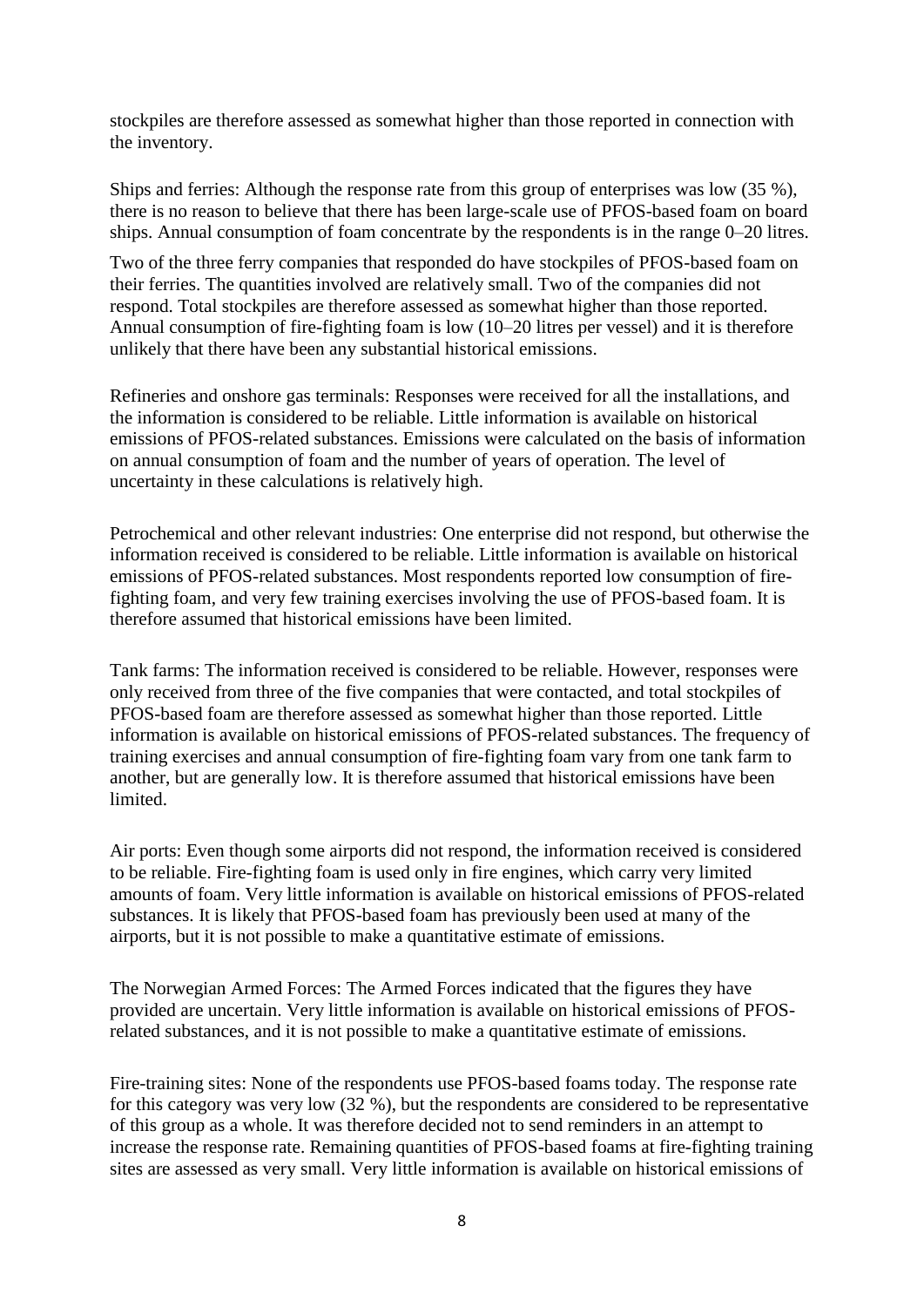stockpiles are therefore assessed as somewhat higher than those reported in connection with the inventory.

Ships and ferries: Although the response rate from this group of enterprises was low (35 %), there is no reason to believe that there has been large-scale use of PFOS-based foam on board ships. Annual consumption of foam concentrate by the respondents is in the range 0–20 litres.

Two of the three ferry companies that responded do have stockpiles of PFOS-based foam on their ferries. The quantities involved are relatively small. Two of the companies did not respond. Total stockpiles are therefore assessed as somewhat higher than those reported. Annual consumption of fire-fighting foam is low (10–20 litres per vessel) and it is therefore unlikely that there have been any substantial historical emissions.

Refineries and onshore gas terminals: Responses were received for all the installations, and the information is considered to be reliable. Little information is available on historical emissions of PFOS-related substances. Emissions were calculated on the basis of information on annual consumption of foam and the number of years of operation. The level of uncertainty in these calculations is relatively high.

Petrochemical and other relevant industries: One enterprise did not respond, but otherwise the information received is considered to be reliable. Little information is available on historical emissions of PFOS-related substances. Most respondents reported low consumption of fire-fighting foam, and very few training exercises involving the use of PFOS-based foam. It is therefore assumed that historical emissions have been limited.

Tank farms: The information received is considered to be reliable. However, responses were only received from three of the five companies that were contacted, and total stockpiles of PFOS-based foam are therefore assessed as somewhat higher than those reported. Little information is available on historical emissions of PFOS-related substances. The frequency of training exercises and annual consumption of fire-fighting foam vary from one tank farm to another, but are generally low. It is therefore assumed that historical emissions have been limited.

Air ports: Even though some airports did not respond, the information received is considered to be reliable. Fire-fighting foam is used only in fire engines, which carry very limited amounts of foam. Very little information is available on historical emissions of PFOS-related substances. It is likely that PFOS-based foam has previously been used at many of the airports, but it is not possible to make a quantitative estimate of emissions.

The Norwegian Armed Forces: The Armed Forces indicated that the figures they have provided are uncertain. Very little information is available on historical emissions of PFOS-related substances, and it is not possible to make a quantitative estimate of emissions.

Fire-training sites: None of the respondents use PFOS-based foams today. The response rate for this category was very low (32 %), but the respondents are considered to be representative of this group as a whole. It was therefore decided not to send reminders in an attempt to increase the response rate. Remaining quantities of PFOS-based foams at fire-fighting training sites are assessed as very small. Very little information is available on historical emissions of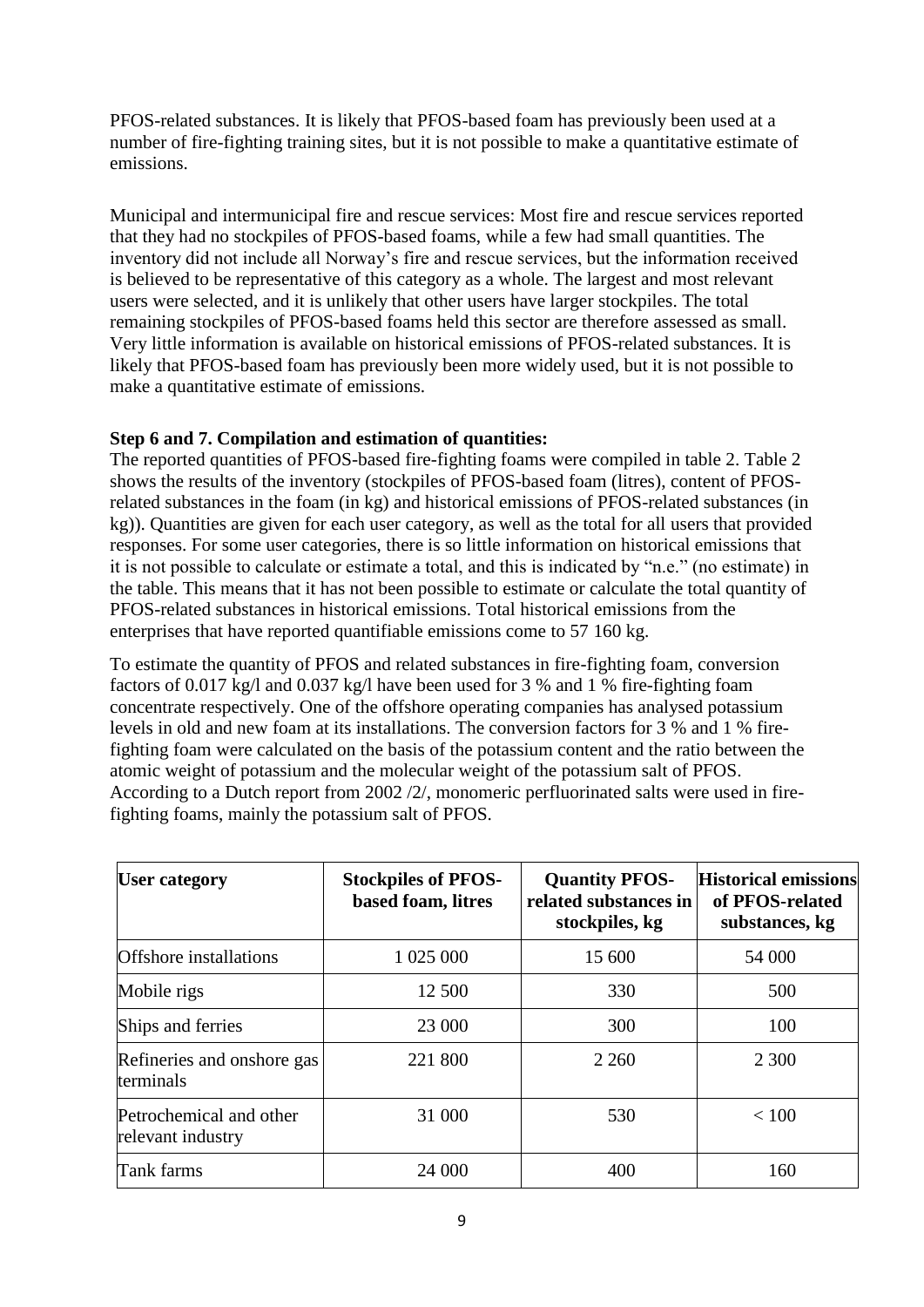PFOS-related substances. It is likely that PFOS-based foam has previously been used at a number of fire-fighting training sites, but it is not possible to make a quantitative estimate of emissions.

Municipal and intermunicipal fire and rescue services: Most fire and rescue services reported that they had no stockpiles of PFOS-based foams, while a few had small quantities. The inventory did not include all Norway's fire and rescue services, but the information received is believed to be representative of this category as a whole. The largest and most relevant users were selected, and it is unlikely that other users have larger stockpiles. The total remaining stockpiles of PFOS-based foams held this sector are therefore assessed as small. Very little information is available on historical emissions of PFOS-related substances. It is likely that PFOS-based foam has previously been more widely used, but it is not possible to make a quantitative estimate of emissions.

**Step 6 and 7. Compilation and estimation of quantities:**

The reported quantities of PFOS-based fire-fighting foams were compiled in table 2. Table 2 shows the results of the inventory (stockpiles of PFOS-based foam (litres), content of PFOS-related substances in the foam (in kg) and historical emissions of PFOS-related substances (in kg)). Quantities are given for each user category, as well as the total for all users that provided responses. For some user categories, there is so little information on historical emissions that it is not possible to calculate or estimate a total, and this is indicated by "n.e." (no estimate) in the table. This means that it has not been possible to estimate or calculate the total quantity of PFOS-related substances in historical emissions. Total historical emissions from the enterprises that have reported quantifiable emissions come to 57 160 kg.

To estimate the quantity of PFOS and related substances in fire-fighting foam, conversion factors of 0.017 kg/l and 0.037 kg/l have been used for 3 % and 1 % fire-fighting foam concentrate respectively. One of the offshore operating companies has analysed potassium levels in old and new foam at its installations. The conversion factors for 3 % and 1 % fire-fighting foam were calculated on the basis of the potassium content and the ratio between the atomic weight of potassium and the molecular weight of the potassium salt of PFOS. According to a Dutch report from 2002 /2/, monomeric perfluorinated salts were used in fire-fighting foams, mainly the potassium salt of PFOS.

| User category | Stockpiles of PFOS-based foam, litres | Quantity PFOS-related substances in stockpiles, kg | Historical emissions of PFOS-related substances, kg |
|---|---|---|---|
| Offshore installations | 1 025 000 | 15 600 | 54 000 |
| Mobile rigs | 12 500 | 330 | 500 |
| Ships and ferries | 23 000 | 300 | 100 |
| Refineries and onshore gas terminals | 221 800 | 2 260 | 2 300 |
| Petrochemical and other relevant industry | 31 000 | 530 | < 100 |
| Tank farms | 24 000 | 400 | 160 |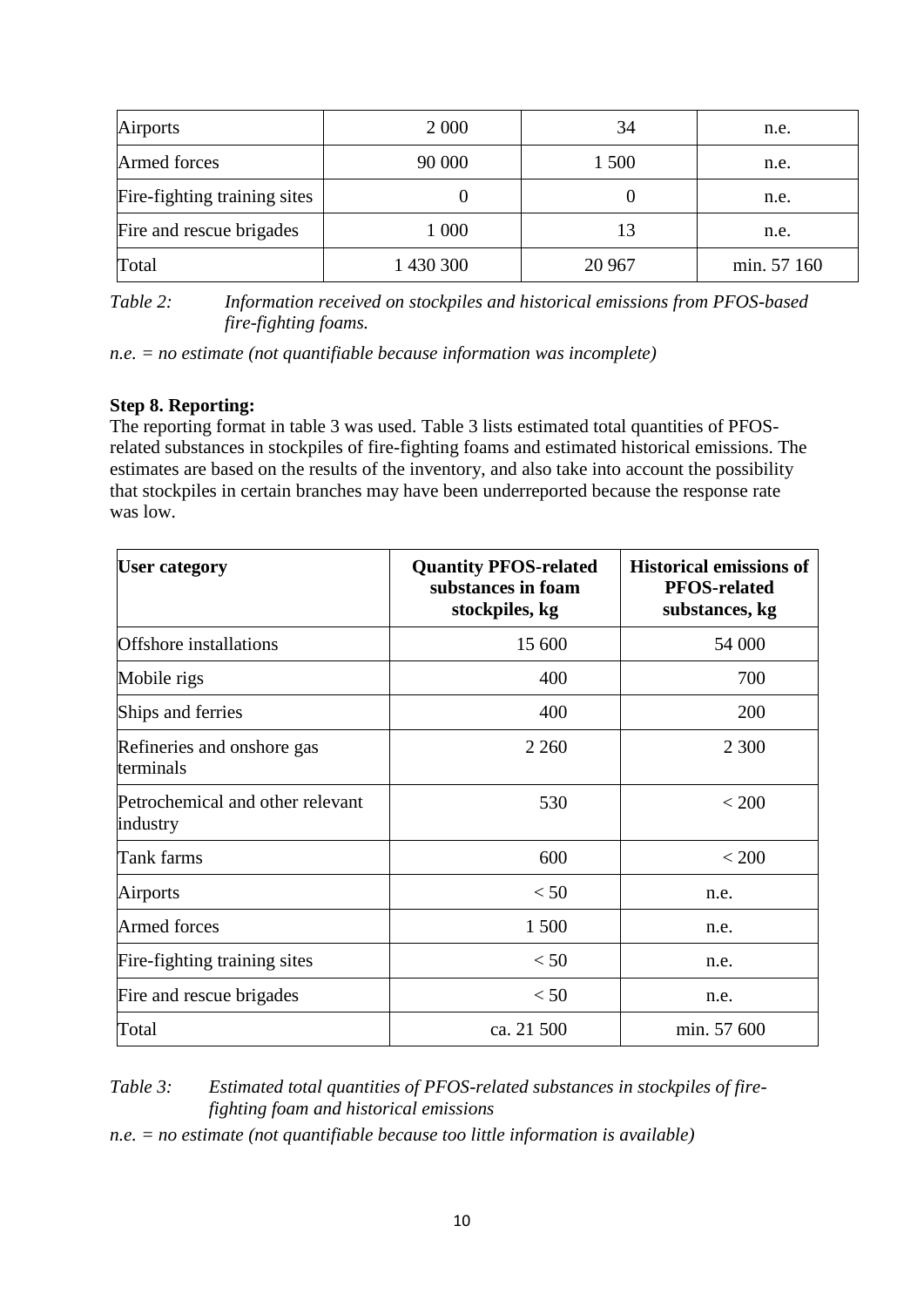| Airports | 2 000 | 34 | n.e. |
|---|---|---|---|
| Armed forces | 90 000 | 1 500 | n.e. |
| Fire-fighting training sites | 0 | 0 | n.e. |
| Fire and rescue brigades | 1 000 | 13 | n.e. |
| Total | 1 430 300 | 20 967 | min. 57 160 |

*Table 2: Information received on stockpiles and historical emissions from PFOS-based fire-fighting foams.*

*n.e. = no estimate (not quantifiable because information was incomplete)*

**Step 8. Reporting:**
The reporting format in table 3 was used. Table 3 lists estimated total quantities of PFOS-related substances in stockpiles of fire-fighting foams and estimated historical emissions. The estimates are based on the results of the inventory, and also take into account the possibility that stockpiles in certain branches may have been underreported because the response rate was low.

| User category | Quantity PFOS-related substances in foam stockpiles, kg | Historical emissions of PFOS-related substances, kg |
|---|---|---|
| Offshore installations | 15 600 | 54 000 |
| Mobile rigs | 400 | 700 |
| Ships and ferries | 400 | 200 |
| Refineries and onshore gas terminals | 2 260 | 2 300 |
| Petrochemical and other relevant industry | 530 | < 200 |
| Tank farms | 600 | < 200 |
| Airports | < 50 | n.e. |
| Armed forces | 1 500 | n.e. |
| Fire-fighting training sites | < 50 | n.e. |
| Fire and rescue brigades | < 50 | n.e. |
| Total | ca. 21 500 | min. 57 600 |

*Table 3: Estimated total quantities of PFOS-related substances in stockpiles of fire-fighting foam and historical emissions*

*n.e. = no estimate (not quantifiable because too little information is available)*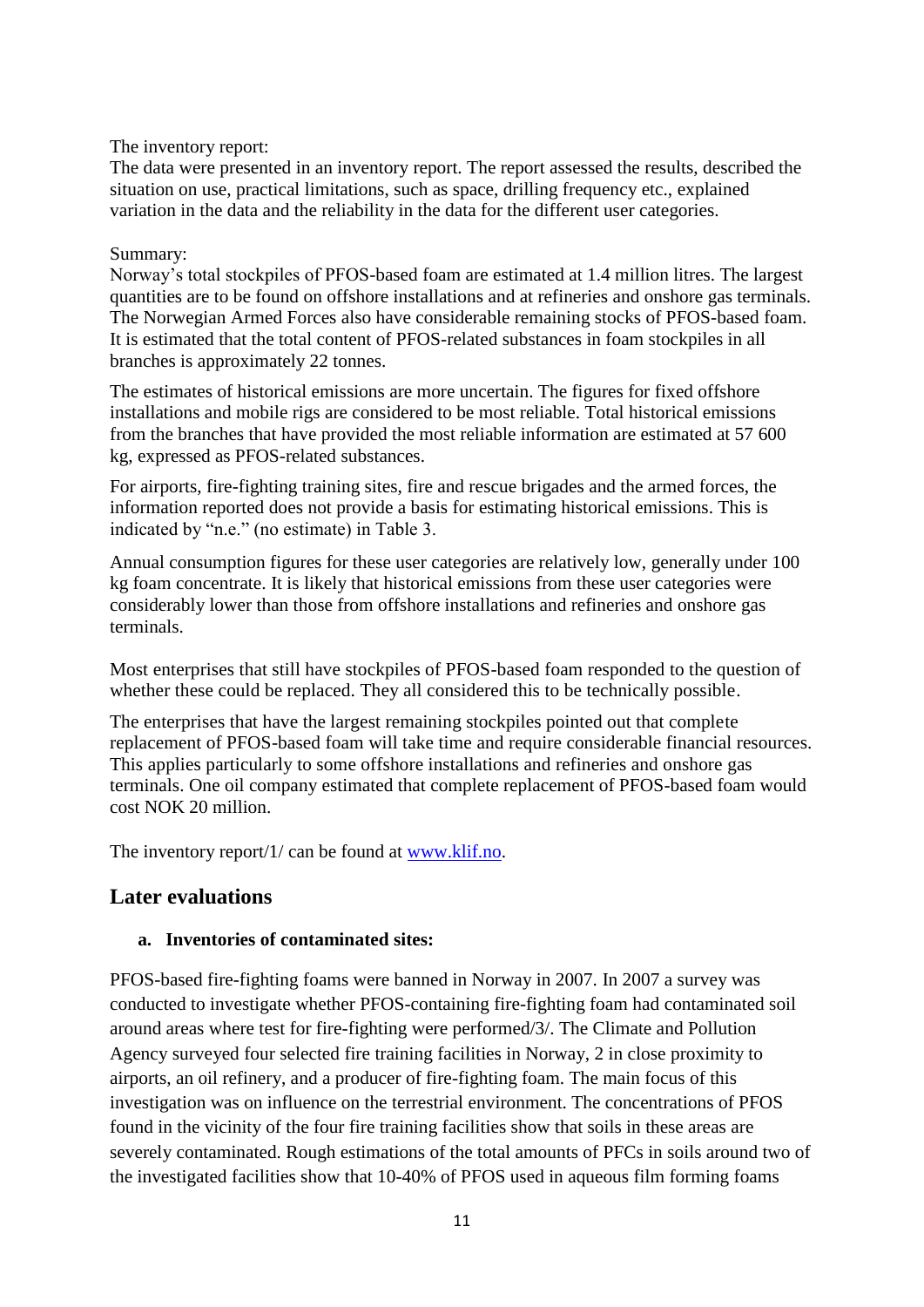The inventory report:
The data were presented in an inventory report. The report assessed the results, described the situation on use, practical limitations, such as space, drilling frequency etc., explained variation in the data and the reliability in the data for the different user categories.

Summary:
Norway's total stockpiles of PFOS-based foam are estimated at 1.4 million litres. The largest quantities are to be found on offshore installations and at refineries and onshore gas terminals. The Norwegian Armed Forces also have considerable remaining stocks of PFOS-based foam. It is estimated that the total content of PFOS-related substances in foam stockpiles in all branches is approximately 22 tonnes.

The estimates of historical emissions are more uncertain. The figures for fixed offshore installations and mobile rigs are considered to be most reliable. Total historical emissions from the branches that have provided the most reliable information are estimated at 57 600 kg, expressed as PFOS-related substances.

For airports, fire-fighting training sites, fire and rescue brigades and the armed forces, the information reported does not provide a basis for estimating historical emissions. This is indicated by "n.e." (no estimate) in Table 3.

Annual consumption figures for these user categories are relatively low, generally under 100 kg foam concentrate. It is likely that historical emissions from these user categories were considerably lower than those from offshore installations and refineries and onshore gas terminals.

Most enterprises that still have stockpiles of PFOS-based foam responded to the question of whether these could be replaced. They all considered this to be technically possible.

The enterprises that have the largest remaining stockpiles pointed out that complete replacement of PFOS-based foam will take time and require considerable financial resources. This applies particularly to some offshore installations and refineries and onshore gas terminals. One oil company estimated that complete replacement of PFOS-based foam would cost NOK 20 million.

The inventory report/1/ can be found at www.klif.no.

## Later evaluations

### a. Inventories of contaminated sites:

PFOS-based fire-fighting foams were banned in Norway in 2007. In 2007 a survey was conducted to investigate whether PFOS-containing fire-fighting foam had contaminated soil around areas where test for fire-fighting were performed/3/. The Climate and Pollution Agency surveyed four selected fire training facilities in Norway, 2 in close proximity to airports, an oil refinery, and a producer of fire-fighting foam. The main focus of this investigation was on influence on the terrestrial environment. The concentrations of PFOS found in the vicinity of the four fire training facilities show that soils in these areas are severely contaminated. Rough estimations of the total amounts of PFCs in soils around two of the investigated facilities show that 10-40% of PFOS used in aqueous film forming foams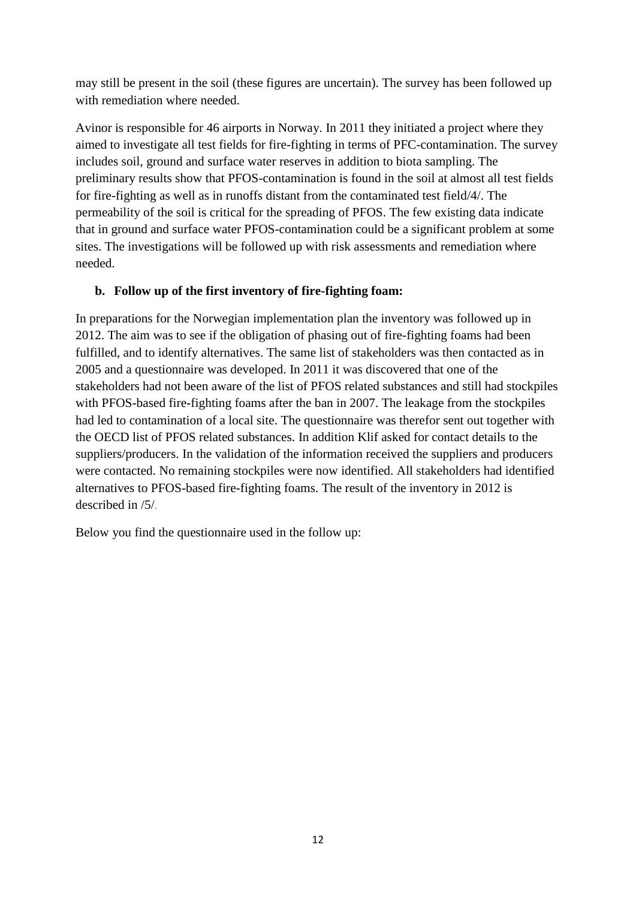may still be present in the soil (these figures are uncertain). The survey has been followed up with remediation where needed.

Avinor is responsible for 46 airports in Norway. In 2011 they initiated a project where they aimed to investigate all test fields for fire-fighting in terms of PFC-contamination. The survey includes soil, ground and surface water reserves in addition to biota sampling. The preliminary results show that PFOS-contamination is found in the soil at almost all test fields for fire-fighting as well as in runoffs distant from the contaminated test field/4/. The permeability of the soil is critical for the spreading of PFOS. The few existing data indicate that in ground and surface water PFOS-contamination could be a significant problem at some sites. The investigations will be followed up with risk assessments and remediation where needed.

**b. Follow up of the first inventory of fire-fighting foam:**

In preparations for the Norwegian implementation plan the inventory was followed up in 2012. The aim was to see if the obligation of phasing out of fire-fighting foams had been fulfilled, and to identify alternatives. The same list of stakeholders was then contacted as in 2005 and a questionnaire was developed. In 2011 it was discovered that one of the stakeholders had not been aware of the list of PFOS related substances and still had stockpiles with PFOS-based fire-fighting foams after the ban in 2007. The leakage from the stockpiles had led to contamination of a local site. The questionnaire was therefor sent out together with the OECD list of PFOS related substances. In addition Klif asked for contact details to the suppliers/producers. In the validation of the information received the suppliers and producers were contacted. No remaining stockpiles were now identified. All stakeholders had identified alternatives to PFOS-based fire-fighting foams. The result of the inventory in 2012 is described in /5/.

Below you find the questionnaire used in the follow up: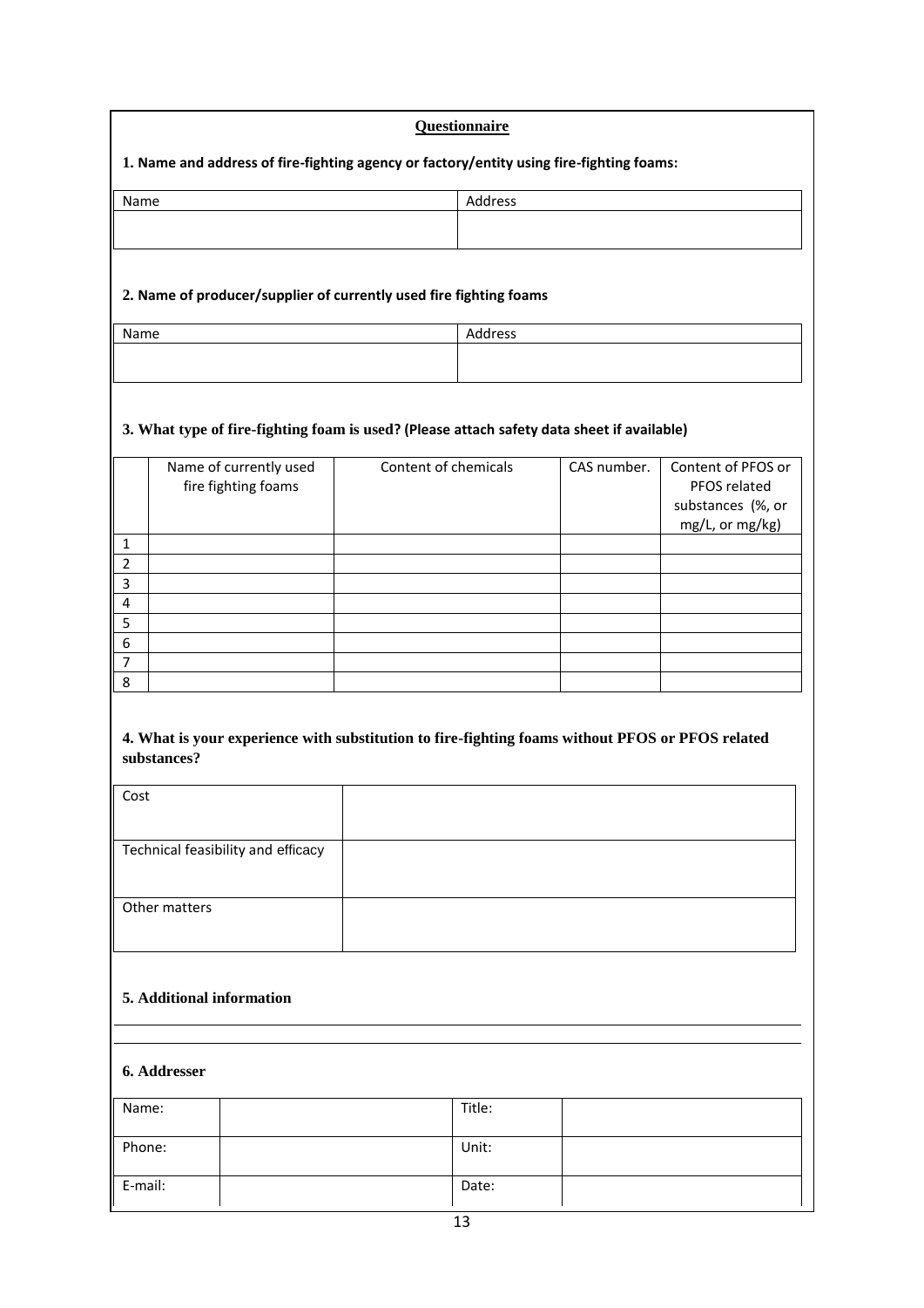## Questionnaire

**1. Name and address of fire-fighting agency or factory/entity using fire-fighting foams:**

| Name | Address |
|---|---|
| | |

**2. Name of producer/supplier of currently used fire fighting foams**

| Name | Address |
|---|---|
| | |

**3. What type of fire-fighting foam is used? (Please attach safety data sheet if available)**

| | Name of currently used fire fighting foams | Content of chemicals | CAS number. | Content of PFOS or PFOS related substances (%, or mg/L, or mg/kg) |
|---|---|---|---|---|
| 1 | | | | |
| 2 | | | | |
| 3 | | | | |
| 4 | | | | |
| 5 | | | | |
| 6 | | | | |
| 7 | | | | |
| 8 | | | | |

**4. What is your experience with substitution to fire-fighting foams without PFOS or PFOS related substances?**

| | |
|---|---|
| Cost | |
| Technical feasibility and efficacy | |
| Other matters | |

**5. Additional information**

**6. Addresser**

| | | | |
|---|---|---|---|
| Name: | | Title: | |
| Phone: | | Unit: | |
| E-mail: | | Date: | |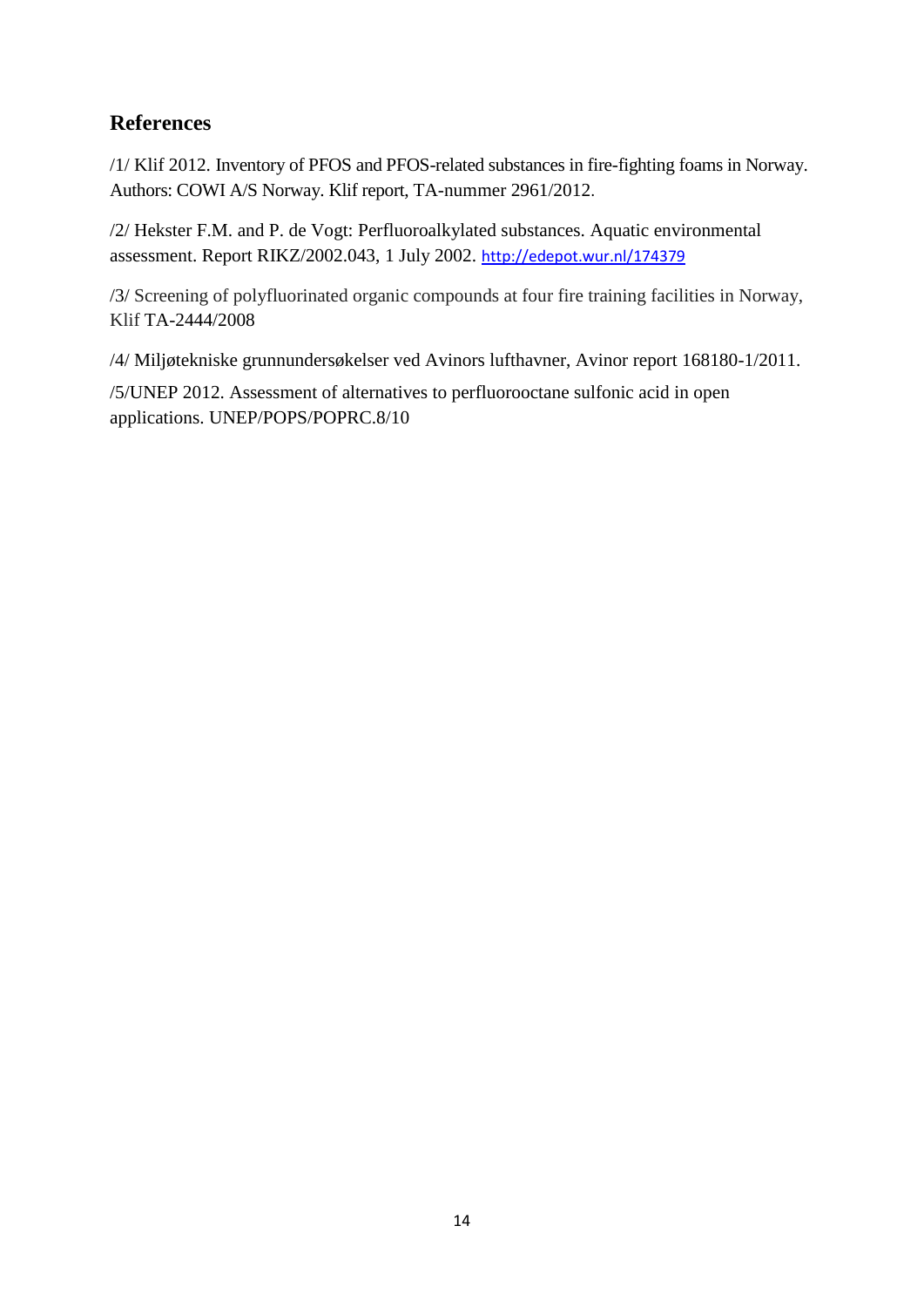## References

/1/ Klif 2012. Inventory of PFOS and PFOS-related substances in fire-fighting foams in Norway. Authors: COWI A/S Norway. Klif report, TA-nummer 2961/2012.

/2/ Hekster F.M. and P. de Vogt: Perfluoroalkylated substances. Aquatic environmental assessment. Report RIKZ/2002.043, 1 July 2002. http://edepot.wur.nl/174379

/3/ Screening of polyfluorinated organic compounds at four fire training facilities in Norway, Klif TA-2444/2008

/4/ Miljøtekniske grunnundersøkelser ved Avinors lufthavner, Avinor report 168180-1/2011.

/5/UNEP 2012. Assessment of alternatives to perfluorooctane sulfonic acid in open applications. UNEP/POPS/POPRC.8/10